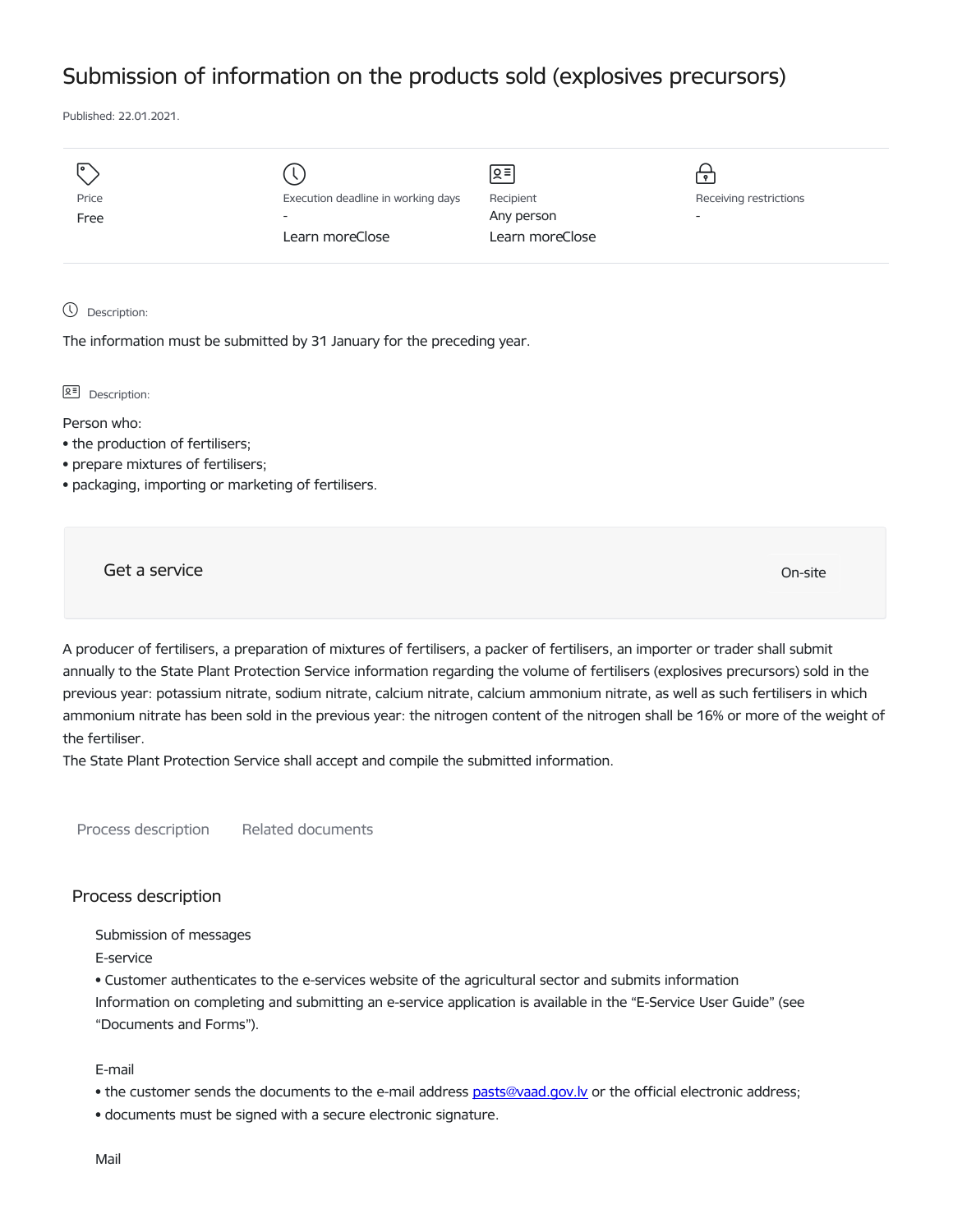# Submission of information on the products sold (explosives precursors)

Published: 22.01.2021.

| Price | Execution deadline in working days | Recipient | Receiving restrictions |
| --- | --- | --- | --- |
| Free | - | Any person | - |
| | Learn moreClose | Learn moreClose | |

Description:

The information must be submitted by 31 January for the preceding year.

Description:

Person who:
- the production of fertilisers;
- prepare mixtures of fertilisers;
- packaging, importing or marketing of fertilisers.

Get a service — On-site

A producer of fertilisers, a preparation of mixtures of fertilisers, a packer of fertilisers, an importer or trader shall submit annually to the State Plant Protection Service information regarding the volume of fertilisers (explosives precursors) sold in the previous year: potassium nitrate, sodium nitrate, calcium nitrate, calcium ammonium nitrate, as well as such fertilisers in which ammonium nitrate has been sold in the previous year: the nitrogen content of the nitrogen shall be 16% or more of the weight of the fertiliser.
The State Plant Protection Service shall accept and compile the submitted information.

Process description    Related documents

## Process description

Submission of messages

E-service

- Customer authenticates to the e-services website of the agricultural sector and submits information

Information on completing and submitting an e-service application is available in the "E-Service User Guide" (see "Documents and Forms").

E-mail

- the customer sends the documents to the e-mail address pasts@vaad.gov.lv or the official electronic address;
- documents must be signed with a secure electronic signature.

Mail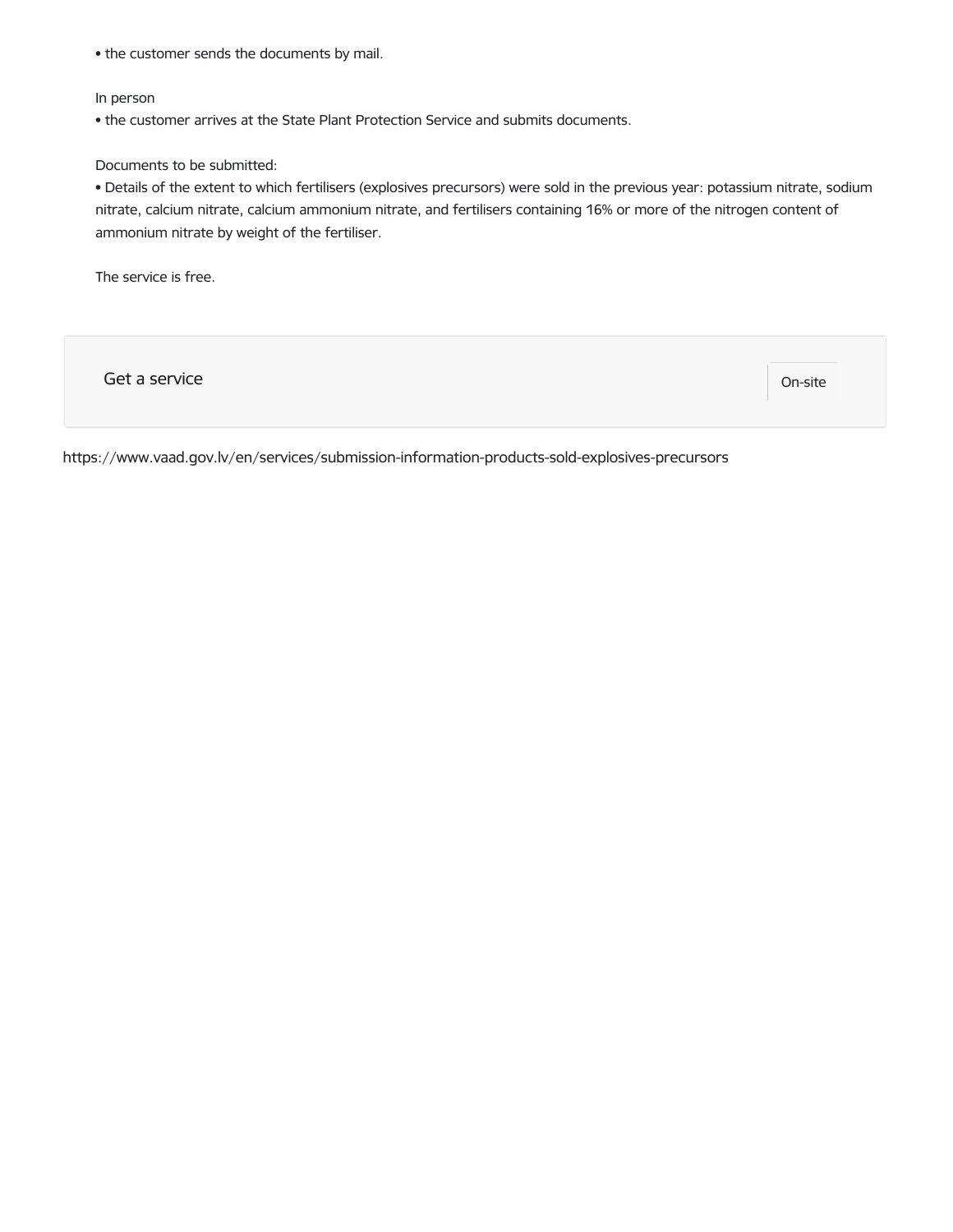- the customer sends the documents by mail.

In person

- the customer arrives at the State Plant Protection Service and submits documents.

Documents to be submitted:

- Details of the extent to which fertilisers (explosives precursors) were sold in the previous year: potassium nitrate, sodium nitrate, calcium nitrate, calcium ammonium nitrate, and fertilisers containing 16% or more of the nitrogen content of ammonium nitrate by weight of the fertiliser.

The service is free.

Get a service

On-site

https://www.vaad.gov.lv/en/services/submission-information-products-sold-explosives-precursors